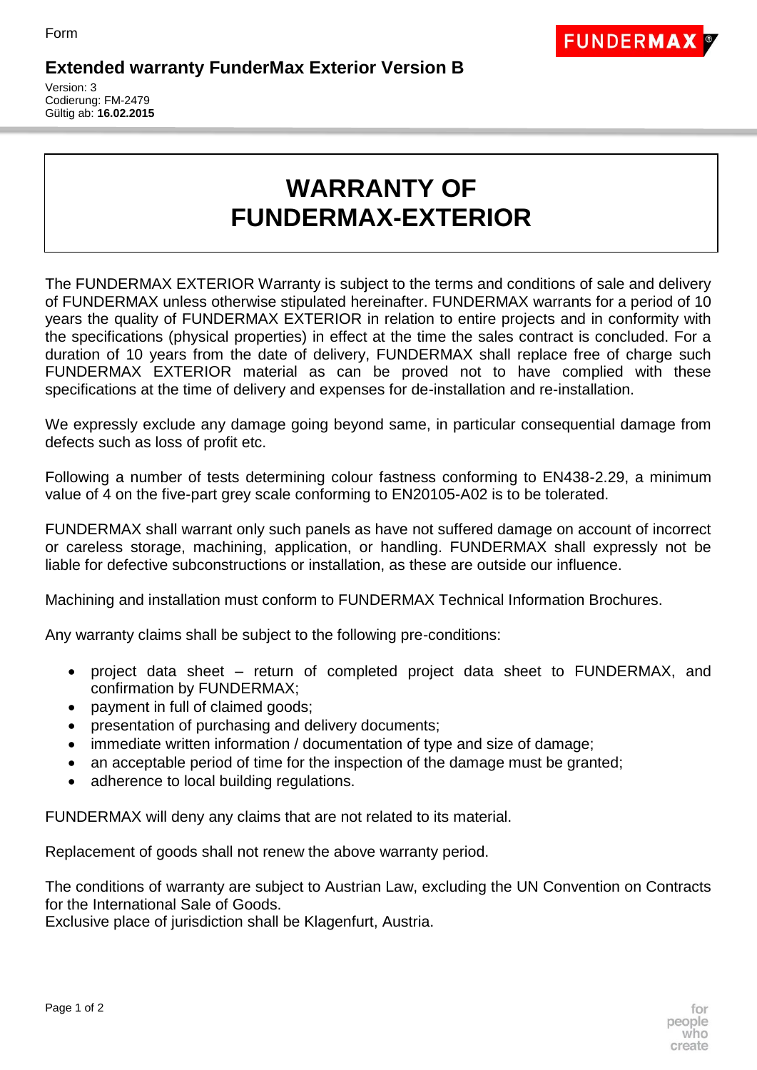Form

## Extended warranty FunderMax Exterior Version B

Version: 3
Codierung: FM-2479
Gültig ab: **16.02.2015**

# WARRANTY OF FUNDERMAX-EXTERIOR

The FUNDERMAX EXTERIOR Warranty is subject to the terms and conditions of sale and delivery of FUNDERMAX unless otherwise stipulated hereinafter. FUNDERMAX warrants for a period of 10 years the quality of FUNDERMAX EXTERIOR in relation to entire projects and in conformity with the specifications (physical properties) in effect at the time the sales contract is concluded. For a duration of 10 years from the date of delivery, FUNDERMAX shall replace free of charge such FUNDERMAX EXTERIOR material as can be proved not to have complied with these specifications at the time of delivery and expenses for de-installation and re-installation.

We expressly exclude any damage going beyond same, in particular consequential damage from defects such as loss of profit etc.

Following a number of tests determining colour fastness conforming to EN438-2.29, a minimum value of 4 on the five-part grey scale conforming to EN20105-A02 is to be tolerated.

FUNDERMAX shall warrant only such panels as have not suffered damage on account of incorrect or careless storage, machining, application, or handling. FUNDERMAX shall expressly not be liable for defective subconstructions or installation, as these are outside our influence.

Machining and installation must conform to FUNDERMAX Technical Information Brochures.

Any warranty claims shall be subject to the following pre-conditions:

- project data sheet – return of completed project data sheet to FUNDERMAX, and confirmation by FUNDERMAX;
- payment in full of claimed goods;
- presentation of purchasing and delivery documents;
- immediate written information / documentation of type and size of damage;
- an acceptable period of time for the inspection of the damage must be granted;
- adherence to local building regulations.

FUNDERMAX will deny any claims that are not related to its material.

Replacement of goods shall not renew the above warranty period.

The conditions of warranty are subject to Austrian Law, excluding the UN Convention on Contracts for the International Sale of Goods.
Exclusive place of jurisdiction shall be Klagenfurt, Austria.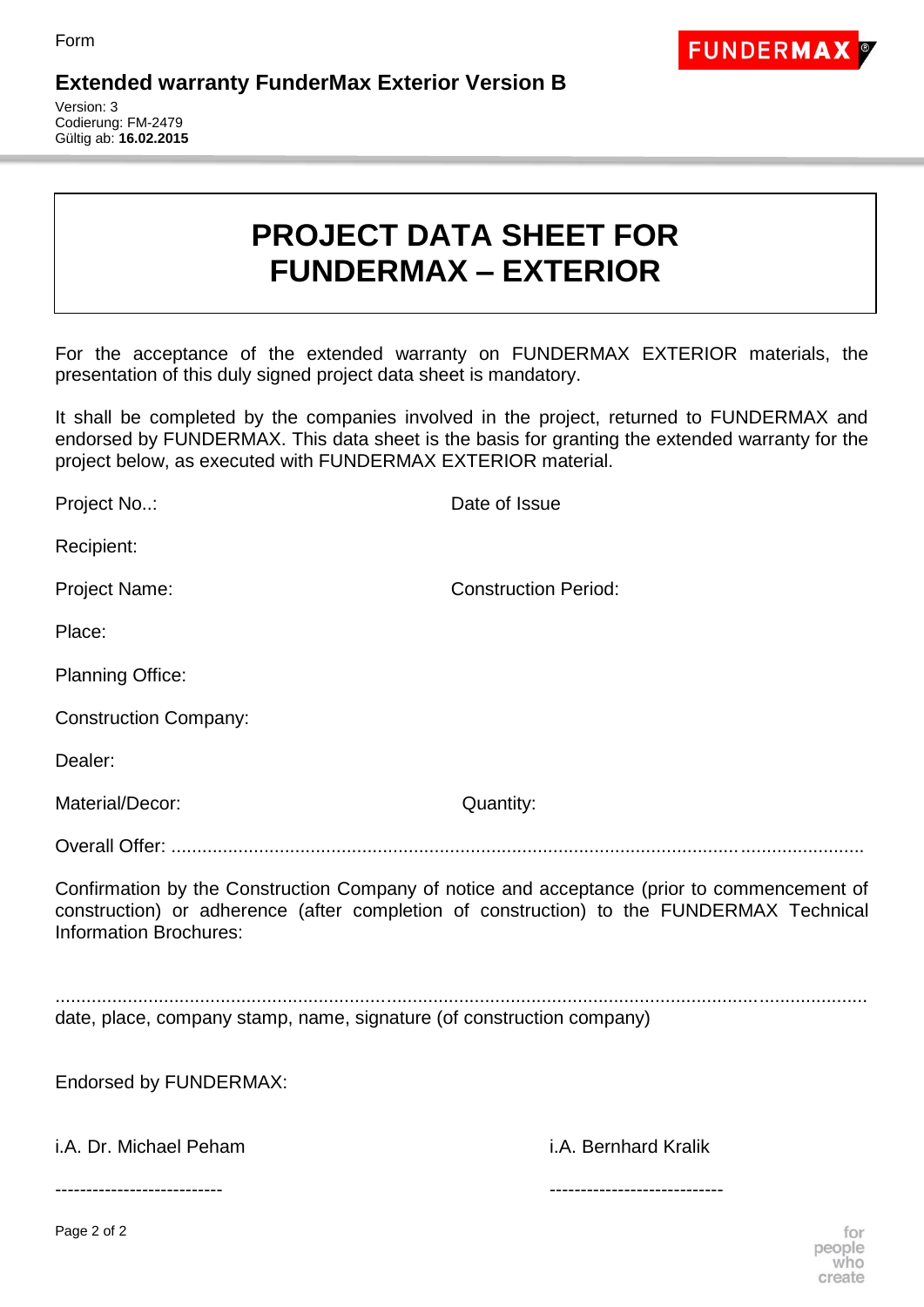Form

## Extended warranty FunderMax Exterior Version B

Version: 3
Codierung: FM-2479
Gültig ab: **16.02.2015**

# PROJECT DATA SHEET FOR FUNDERMAX – EXTERIOR

For the acceptance of the extended warranty on FUNDERMAX EXTERIOR materials, the presentation of this duly signed project data sheet is mandatory.

It shall be completed by the companies involved in the project, returned to FUNDERMAX and endorsed by FUNDERMAX. This data sheet is the basis for granting the extended warranty for the project below, as executed with FUNDERMAX EXTERIOR material.

Project No..: Date of Issue

Recipient:

Project Name: Construction Period:

Place:

Planning Office:

Construction Company:

Dealer:

Material/Decor: Quantity:

Overall Offer: ..........................................................................................................................................

Confirmation by the Construction Company of notice and acceptance (prior to commencement of construction) or adherence (after completion of construction) to the FUNDERMAX Technical Information Brochures:

..........................................................................................................................................
date, place, company stamp, name, signature (of construction company)

Endorsed by FUNDERMAX:

i.A. Dr. Michael Peham i.A. Bernhard Kralik

--------------------------- ----------------------------

for people who create